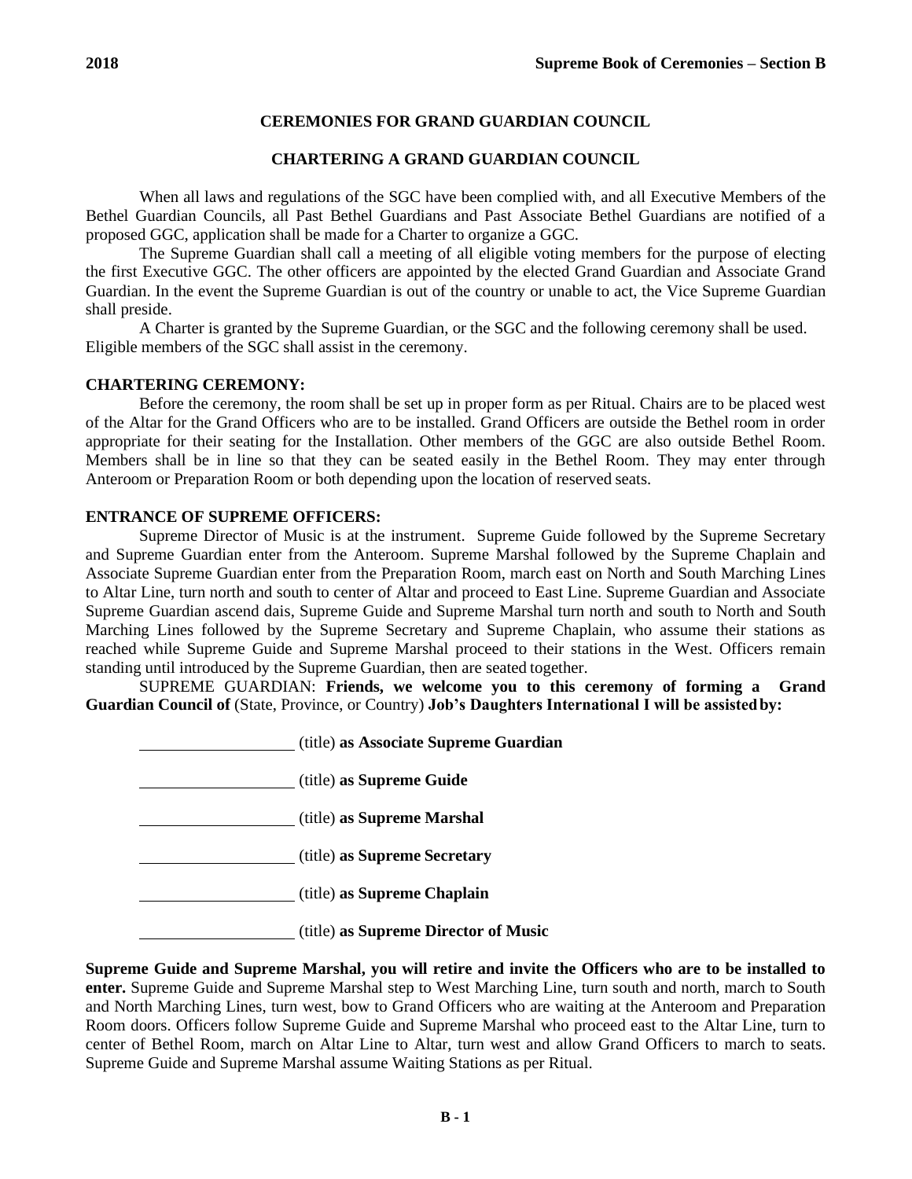## CEREMONIES FOR GRAND GUARDIAN COUNCIL

### CHARTERING A GRAND GUARDIAN COUNCIL

When all laws and regulations of the SGC have been complied with, and all Executive Members of the Bethel Guardian Councils, all Past Bethel Guardians and Past Associate Bethel Guardians are notified of a proposed GGC, application shall be made for a Charter to organize a GGC.

The Supreme Guardian shall call a meeting of all eligible voting members for the purpose of electing the first Executive GGC. The other officers are appointed by the elected Grand Guardian and Associate Grand Guardian. In the event the Supreme Guardian is out of the country or unable to act, the Vice Supreme Guardian shall preside.

A Charter is granted by the Supreme Guardian, or the SGC and the following ceremony shall be used. Eligible members of the SGC shall assist in the ceremony.

**CHARTERING CEREMONY:**

Before the ceremony, the room shall be set up in proper form as per Ritual. Chairs are to be placed west of the Altar for the Grand Officers who are to be installed. Grand Officers are outside the Bethel room in order appropriate for their seating for the Installation. Other members of the GGC are also outside Bethel Room. Members shall be in line so that they can be seated easily in the Bethel Room. They may enter through Anteroom or Preparation Room or both depending upon the location of reserved seats.

**ENTRANCE OF SUPREME OFFICERS:**

Supreme Director of Music is at the instrument. Supreme Guide followed by the Supreme Secretary and Supreme Guardian enter from the Anteroom. Supreme Marshal followed by the Supreme Chaplain and Associate Supreme Guardian enter from the Preparation Room, march east on North and South Marching Lines to Altar Line, turn north and south to center of Altar and proceed to East Line. Supreme Guardian and Associate Supreme Guardian ascend dais, Supreme Guide and Supreme Marshal turn north and south to North and South Marching Lines followed by the Supreme Secretary and Supreme Chaplain, who assume their stations as reached while Supreme Guide and Supreme Marshal proceed to their stations in the West. Officers remain standing until introduced by the Supreme Guardian, then are seated together.

SUPREME GUARDIAN: **Friends, we welcome you to this ceremony of forming a Grand Guardian Council of** (State, Province, or Country) **Job's Daughters International I will be assisted by:**

\_\_\_\_\_\_\_\_\_\_\_\_\_\_\_\_\_\_ (title) **as Associate Supreme Guardian**

\_\_\_\_\_\_\_\_\_\_\_\_\_\_\_\_\_\_ (title) **as Supreme Guide**

\_\_\_\_\_\_\_\_\_\_\_\_\_\_\_\_\_\_ (title) **as Supreme Marshal**

\_\_\_\_\_\_\_\_\_\_\_\_\_\_\_\_\_\_ (title) **as Supreme Secretary**

\_\_\_\_\_\_\_\_\_\_\_\_\_\_\_\_\_\_ (title) **as Supreme Chaplain**

\_\_\_\_\_\_\_\_\_\_\_\_\_\_\_\_\_\_ (title) **as Supreme Director of Music**

**Supreme Guide and Supreme Marshal, you will retire and invite the Officers who are to be installed to enter.** Supreme Guide and Supreme Marshal step to West Marching Line, turn south and north, march to South and North Marching Lines, turn west, bow to Grand Officers who are waiting at the Anteroom and Preparation Room doors. Officers follow Supreme Guide and Supreme Marshal who proceed east to the Altar Line, turn to center of Bethel Room, march on Altar Line to Altar, turn west and allow Grand Officers to march to seats. Supreme Guide and Supreme Marshal assume Waiting Stations as per Ritual.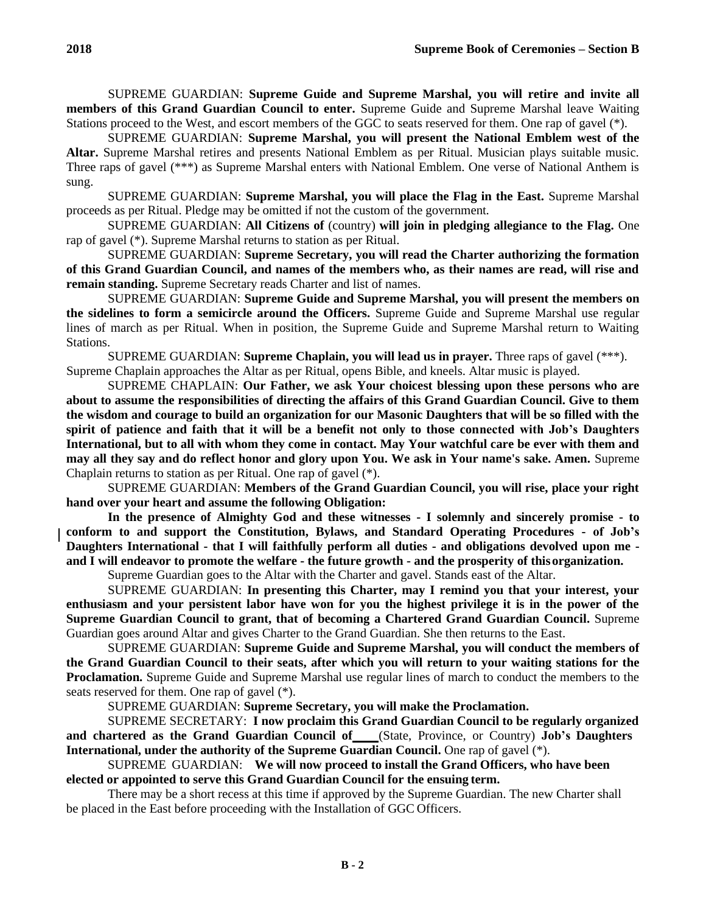SUPREME GUARDIAN: **Supreme Guide and Supreme Marshal, you will retire and invite all members of this Grand Guardian Council to enter.** Supreme Guide and Supreme Marshal leave Waiting Stations proceed to the West, and escort members of the GGC to seats reserved for them. One rap of gavel (*).

SUPREME GUARDIAN: **Supreme Marshal, you will present the National Emblem west of the Altar.** Supreme Marshal retires and presents National Emblem as per Ritual. Musician plays suitable music. Three raps of gavel (***) as Supreme Marshal enters with National Emblem. One verse of National Anthem is sung.

SUPREME GUARDIAN: **Supreme Marshal, you will place the Flag in the East.** Supreme Marshal proceeds as per Ritual. Pledge may be omitted if not the custom of the government.

SUPREME GUARDIAN: **All Citizens of** (country) **will join in pledging allegiance to the Flag.** One rap of gavel (*). Supreme Marshal returns to station as per Ritual.

SUPREME GUARDIAN: **Supreme Secretary, you will read the Charter authorizing the formation of this Grand Guardian Council, and names of the members who, as their names are read, will rise and remain standing.** Supreme Secretary reads Charter and list of names.

SUPREME GUARDIAN: **Supreme Guide and Supreme Marshal, you will present the members on the sidelines to form a semicircle around the Officers.** Supreme Guide and Supreme Marshal use regular lines of march as per Ritual. When in position, the Supreme Guide and Supreme Marshal return to Waiting Stations.

SUPREME GUARDIAN: **Supreme Chaplain, you will lead us in prayer.** Three raps of gavel (***). Supreme Chaplain approaches the Altar as per Ritual, opens Bible, and kneels. Altar music is played.

SUPREME CHAPLAIN: **Our Father, we ask Your choicest blessing upon these persons who are about to assume the responsibilities of directing the affairs of this Grand Guardian Council. Give to them the wisdom and courage to build an organization for our Masonic Daughters that will be so filled with the spirit of patience and faith that it will be a benefit not only to those connected with Job's Daughters International, but to all with whom they come in contact. May Your watchful care be ever with them and may all they say and do reflect honor and glory upon You. We ask in Your name's sake. Amen.** Supreme Chaplain returns to station as per Ritual. One rap of gavel (*).

SUPREME GUARDIAN: **Members of the Grand Guardian Council, you will rise, place your right hand over your heart and assume the following Obligation:**

**In the presence of Almighty God and these witnesses - I solemnly and sincerely promise - to conform to and support the Constitution, Bylaws, and Standard Operating Procedures - of Job's Daughters International - that I will faithfully perform all duties - and obligations devolved upon me - and I will endeavor to promote the welfare - the future growth - and the prosperity of this organization.**

Supreme Guardian goes to the Altar with the Charter and gavel. Stands east of the Altar.

SUPREME GUARDIAN: **In presenting this Charter, may I remind you that your interest, your enthusiasm and your persistent labor have won for you the highest privilege it is in the power of the Supreme Guardian Council to grant, that of becoming a Chartered Grand Guardian Council.** Supreme Guardian goes around Altar and gives Charter to the Grand Guardian. She then returns to the East.

SUPREME GUARDIAN: **Supreme Guide and Supreme Marshal, you will conduct the members of the Grand Guardian Council to their seats, after which you will return to your waiting stations for the Proclamation.** Supreme Guide and Supreme Marshal use regular lines of march to conduct the members to the seats reserved for them. One rap of gavel (*).

SUPREME GUARDIAN: **Supreme Secretary, you will make the Proclamation.**

SUPREME SECRETARY: **I now proclaim this Grand Guardian Council to be regularly organized and chartered as the Grand Guardian Council of____** (State, Province, or Country) **Job's Daughters International, under the authority of the Supreme Guardian Council.** One rap of gavel (*).

SUPREME GUARDIAN: **We will now proceed to install the Grand Officers, who have been elected or appointed to serve this Grand Guardian Council for the ensuing term.**

There may be a short recess at this time if approved by the Supreme Guardian. The new Charter shall be placed in the East before proceeding with the Installation of GGC Officers.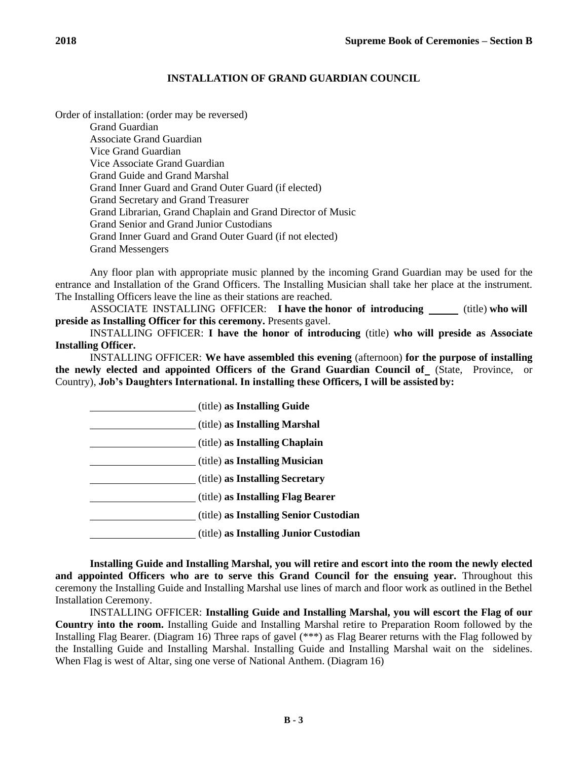## INSTALLATION OF GRAND GUARDIAN COUNCIL

Order of installation: (order may be reversed)

- Grand Guardian
- Associate Grand Guardian
- Vice Grand Guardian
- Vice Associate Grand Guardian
- Grand Guide and Grand Marshal
- Grand Inner Guard and Grand Outer Guard (if elected)
- Grand Secretary and Grand Treasurer
- Grand Librarian, Grand Chaplain and Grand Director of Music
- Grand Senior and Grand Junior Custodians
- Grand Inner Guard and Grand Outer Guard (if not elected)
- Grand Messengers

Any floor plan with appropriate music planned by the incoming Grand Guardian may be used for the entrance and Installation of the Grand Officers. The Installing Musician shall take her place at the instrument. The Installing Officers leave the line as their stations are reached.

ASSOCIATE INSTALLING OFFICER: **I have the honor of introducing ______** (title) **who will preside as Installing Officer for this ceremony.** Presents gavel.

INSTALLING OFFICER: **I have the honor of introducing** (title) **who will preside as Associate Installing Officer.**

INSTALLING OFFICER: **We have assembled this evening** (afternoon) **for the purpose of installing the newly elected and appointed Officers of the Grand Guardian Council of** \_ (State, Province, or Country), **Job's Daughters International. In installing these Officers, I will be assisted by:**

\_\_\_\_\_\_\_\_\_\_\_\_\_\_\_\_\_\_\_\_ (title) **as Installing Guide**

\_\_\_\_\_\_\_\_\_\_\_\_\_\_\_\_\_\_\_\_ (title) **as Installing Marshal**

\_\_\_\_\_\_\_\_\_\_\_\_\_\_\_\_\_\_\_\_ (title) **as Installing Chaplain**

\_\_\_\_\_\_\_\_\_\_\_\_\_\_\_\_\_\_\_\_ (title) **as Installing Musician**

\_\_\_\_\_\_\_\_\_\_\_\_\_\_\_\_\_\_\_\_ (title) **as Installing Secretary**

\_\_\_\_\_\_\_\_\_\_\_\_\_\_\_\_\_\_\_\_ (title) **as Installing Flag Bearer**

\_\_\_\_\_\_\_\_\_\_\_\_\_\_\_\_\_\_\_\_ (title) **as Installing Senior Custodian**

\_\_\_\_\_\_\_\_\_\_\_\_\_\_\_\_\_\_\_\_ (title) **as Installing Junior Custodian**

**Installing Guide and Installing Marshal, you will retire and escort into the room the newly elected and appointed Officers who are to serve this Grand Council for the ensuing year.** Throughout this ceremony the Installing Guide and Installing Marshal use lines of march and floor work as outlined in the Bethel Installation Ceremony.

INSTALLING OFFICER: **Installing Guide and Installing Marshal, you will escort the Flag of our Country into the room.** Installing Guide and Installing Marshal retire to Preparation Room followed by the Installing Flag Bearer. (Diagram 16) Three raps of gavel (***) as Flag Bearer returns with the Flag followed by the Installing Guide and Installing Marshal. Installing Guide and Installing Marshal wait on the sidelines. When Flag is west of Altar, sing one verse of National Anthem. (Diagram 16)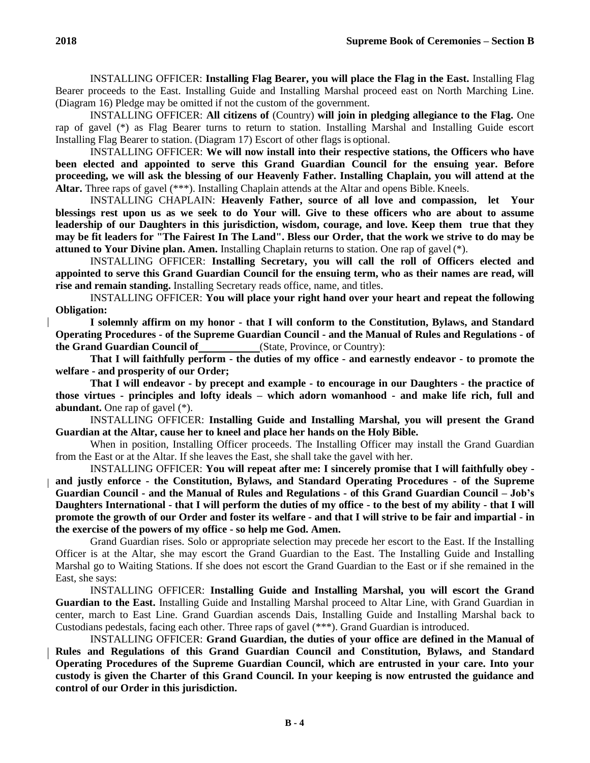INSTALLING OFFICER: **Installing Flag Bearer, you will place the Flag in the East.** Installing Flag Bearer proceeds to the East. Installing Guide and Installing Marshal proceed east on North Marching Line. (Diagram 16) Pledge may be omitted if not the custom of the government.

INSTALLING OFFICER: **All citizens of** (Country) **will join in pledging allegiance to the Flag.** One rap of gavel (*) as Flag Bearer turns to return to station. Installing Marshal and Installing Guide escort Installing Flag Bearer to station. (Diagram 17) Escort of other flags is optional.

INSTALLING OFFICER: **We will now install into their respective stations, the Officers who have been elected and appointed to serve this Grand Guardian Council for the ensuing year. Before proceeding, we will ask the blessing of our Heavenly Father. Installing Chaplain, you will attend at the Altar.** Three raps of gavel (***). Installing Chaplain attends at the Altar and opens Bible. Kneels.

INSTALLING CHAPLAIN: **Heavenly Father, source of all love and compassion, let Your blessings rest upon us as we seek to do Your will. Give to these officers who are about to assume leadership of our Daughters in this jurisdiction, wisdom, courage, and love. Keep them true that they may be fit leaders for "The Fairest In The Land". Bless our Order, that the work we strive to do may be attuned to Your Divine plan. Amen.** Installing Chaplain returns to station. One rap of gavel (*).

INSTALLING OFFICER: **Installing Secretary, you will call the roll of Officers elected and appointed to serve this Grand Guardian Council for the ensuing term, who as their names are read, will rise and remain standing.** Installing Secretary reads office, name, and titles.

INSTALLING OFFICER: **You will place your right hand over your heart and repeat the following Obligation:**

**I solemnly affirm on my honor - that I will conform to the Constitution, Bylaws, and Standard Operating Procedures - of the Supreme Guardian Council - and the Manual of Rules and Regulations - of the Grand Guardian Council of ___________** (State, Province, or Country):

**That I will faithfully perform - the duties of my office - and earnestly endeavor - to promote the welfare - and prosperity of our Order;**

**That I will endeavor - by precept and example - to encourage in our Daughters - the practice of those virtues - principles and lofty ideals – which adorn womanhood - and make life rich, full and abundant.** One rap of gavel (*).

INSTALLING OFFICER: **Installing Guide and Installing Marshal, you will present the Grand Guardian at the Altar, cause her to kneel and place her hands on the Holy Bible.**

When in position, Installing Officer proceeds. The Installing Officer may install the Grand Guardian from the East or at the Altar. If she leaves the East, she shall take the gavel with her.

INSTALLING OFFICER: **You will repeat after me: I sincerely promise that I will faithfully obey - and justly enforce - the Constitution, Bylaws, and Standard Operating Procedures - of the Supreme Guardian Council - and the Manual of Rules and Regulations - of this Grand Guardian Council – Job's Daughters International - that I will perform the duties of my office - to the best of my ability - that I will promote the growth of our Order and foster its welfare - and that I will strive to be fair and impartial - in the exercise of the powers of my office - so help me God. Amen.**

Grand Guardian rises. Solo or appropriate selection may precede her escort to the East. If the Installing Officer is at the Altar, she may escort the Grand Guardian to the East. The Installing Guide and Installing Marshal go to Waiting Stations. If she does not escort the Grand Guardian to the East or if she remained in the East, she says:

INSTALLING OFFICER: **Installing Guide and Installing Marshal, you will escort the Grand Guardian to the East.** Installing Guide and Installing Marshal proceed to Altar Line, with Grand Guardian in center, march to East Line. Grand Guardian ascends Dais, Installing Guide and Installing Marshal back to Custodians pedestals, facing each other. Three raps of gavel (***). Grand Guardian is introduced.

INSTALLING OFFICER: **Grand Guardian, the duties of your office are defined in the Manual of Rules and Regulations of this Grand Guardian Council and Constitution, Bylaws, and Standard Operating Procedures of the Supreme Guardian Council, which are entrusted in your care. Into your custody is given the Charter of this Grand Council. In your keeping is now entrusted the guidance and control of our Order in this jurisdiction.**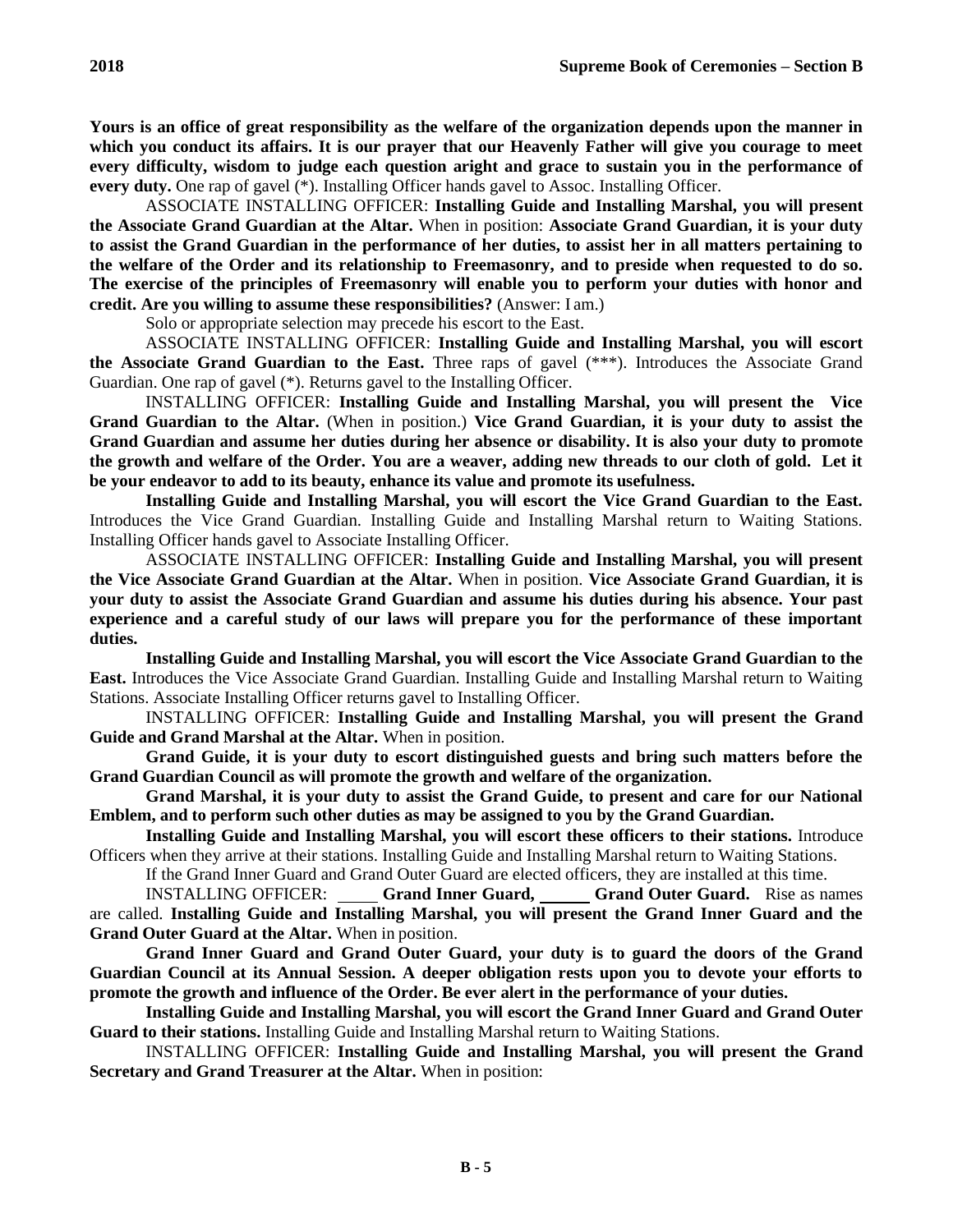**Yours is an office of great responsibility as the welfare of the organization depends upon the manner in which you conduct its affairs. It is our prayer that our Heavenly Father will give you courage to meet every difficulty, wisdom to judge each question aright and grace to sustain you in the performance of every duty.** One rap of gavel (*). Installing Officer hands gavel to Assoc. Installing Officer.

ASSOCIATE INSTALLING OFFICER: **Installing Guide and Installing Marshal, you will present the Associate Grand Guardian at the Altar.** When in position: **Associate Grand Guardian, it is your duty to assist the Grand Guardian in the performance of her duties, to assist her in all matters pertaining to the welfare of the Order and its relationship to Freemasonry, and to preside when requested to do so. The exercise of the principles of Freemasonry will enable you to perform your duties with honor and credit. Are you willing to assume these responsibilities?** (Answer: I am.)

Solo or appropriate selection may precede his escort to the East.

ASSOCIATE INSTALLING OFFICER: **Installing Guide and Installing Marshal, you will escort the Associate Grand Guardian to the East.** Three raps of gavel (***). Introduces the Associate Grand Guardian. One rap of gavel (*). Returns gavel to the Installing Officer.

INSTALLING OFFICER: **Installing Guide and Installing Marshal, you will present the Vice Grand Guardian to the Altar.** (When in position.) **Vice Grand Guardian, it is your duty to assist the Grand Guardian and assume her duties during her absence or disability. It is also your duty to promote the growth and welfare of the Order. You are a weaver, adding new threads to our cloth of gold. Let it be your endeavor to add to its beauty, enhance its value and promote its usefulness.**

**Installing Guide and Installing Marshal, you will escort the Vice Grand Guardian to the East.** Introduces the Vice Grand Guardian. Installing Guide and Installing Marshal return to Waiting Stations. Installing Officer hands gavel to Associate Installing Officer.

ASSOCIATE INSTALLING OFFICER: **Installing Guide and Installing Marshal, you will present the Vice Associate Grand Guardian at the Altar.** When in position. **Vice Associate Grand Guardian, it is your duty to assist the Associate Grand Guardian and assume his duties during his absence. Your past experience and a careful study of our laws will prepare you for the performance of these important duties.**

**Installing Guide and Installing Marshal, you will escort the Vice Associate Grand Guardian to the East.** Introduces the Vice Associate Grand Guardian. Installing Guide and Installing Marshal return to Waiting Stations. Associate Installing Officer returns gavel to Installing Officer.

INSTALLING OFFICER: **Installing Guide and Installing Marshal, you will present the Grand Guide and Grand Marshal at the Altar.** When in position.

**Grand Guide, it is your duty to escort distinguished guests and bring such matters before the Grand Guardian Council as will promote the growth and welfare of the organization.**

**Grand Marshal, it is your duty to assist the Grand Guide, to present and care for our National Emblem, and to perform such other duties as may be assigned to you by the Grand Guardian.**

**Installing Guide and Installing Marshal, you will escort these officers to their stations.** Introduce Officers when they arrive at their stations. Installing Guide and Installing Marshal return to Waiting Stations.

If the Grand Inner Guard and Grand Outer Guard are elected officers, they are installed at this time.

INSTALLING OFFICER: _____ **Grand Inner Guard,** _____ **Grand Outer Guard.** Rise as names are called. **Installing Guide and Installing Marshal, you will present the Grand Inner Guard and the Grand Outer Guard at the Altar.** When in position.

**Grand Inner Guard and Grand Outer Guard, your duty is to guard the doors of the Grand Guardian Council at its Annual Session. A deeper obligation rests upon you to devote your efforts to promote the growth and influence of the Order. Be ever alert in the performance of your duties.**

**Installing Guide and Installing Marshal, you will escort the Grand Inner Guard and Grand Outer Guard to their stations.** Installing Guide and Installing Marshal return to Waiting Stations.

INSTALLING OFFICER: **Installing Guide and Installing Marshal, you will present the Grand Secretary and Grand Treasurer at the Altar.** When in position: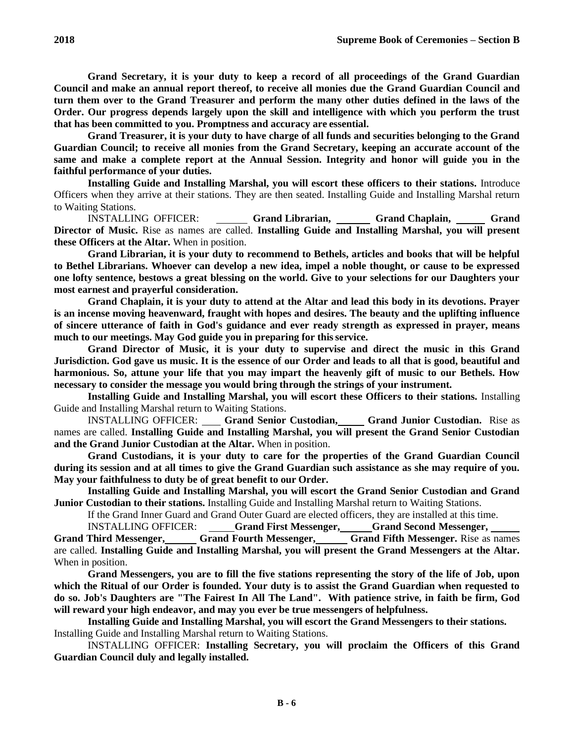**Grand Secretary, it is your duty to keep a record of all proceedings of the Grand Guardian Council and make an annual report thereof, to receive all monies due the Grand Guardian Council and turn them over to the Grand Treasurer and perform the many other duties defined in the laws of the Order. Our progress depends largely upon the skill and intelligence with which you perform the trust that has been committed to you. Promptness and accuracy are essential.**

**Grand Treasurer, it is your duty to have charge of all funds and securities belonging to the Grand Guardian Council; to receive all monies from the Grand Secretary, keeping an accurate account of the same and make a complete report at the Annual Session. Integrity and honor will guide you in the faithful performance of your duties.**

**Installing Guide and Installing Marshal, you will escort these officers to their stations.** Introduce Officers when they arrive at their stations. They are then seated. Installing Guide and Installing Marshal return to Waiting Stations.

INSTALLING OFFICER: ______ **Grand Librarian,** ______ **Grand Chaplain,** ______ **Grand Director of Music.** Rise as names are called. **Installing Guide and Installing Marshal, you will present these Officers at the Altar.** When in position.

**Grand Librarian, it is your duty to recommend to Bethels, articles and books that will be helpful to Bethel Librarians. Whoever can develop a new idea, impel a noble thought, or cause to be expressed one lofty sentence, bestows a great blessing on the world. Give to your selections for our Daughters your most earnest and prayerful consideration.**

**Grand Chaplain, it is your duty to attend at the Altar and lead this body in its devotions. Prayer is an incense moving heavenward, fraught with hopes and desires. The beauty and the uplifting influence of sincere utterance of faith in God's guidance and ever ready strength as expressed in prayer, means much to our meetings. May God guide you in preparing for this service.**

**Grand Director of Music, it is your duty to supervise and direct the music in this Grand Jurisdiction. God gave us music. It is the essence of our Order and leads to all that is good, beautiful and harmonious. So, attune your life that you may impart the heavenly gift of music to our Bethels. How necessary to consider the message you would bring through the strings of your instrument.**

**Installing Guide and Installing Marshal, you will escort these Officers to their stations.** Installing Guide and Installing Marshal return to Waiting Stations.

INSTALLING OFFICER: ______ **Grand Senior Custodian,** ______ **Grand Junior Custodian.** Rise as names are called. **Installing Guide and Installing Marshal, you will present the Grand Senior Custodian and the Grand Junior Custodian at the Altar.** When in position.

**Grand Custodians, it is your duty to care for the properties of the Grand Guardian Council during its session and at all times to give the Grand Guardian such assistance as she may require of you. May your faithfulness to duty be of great benefit to our Order.**

**Installing Guide and Installing Marshal, you will escort the Grand Senior Custodian and Grand Junior Custodian to their stations.** Installing Guide and Installing Marshal return to Waiting Stations.

If the Grand Inner Guard and Grand Outer Guard are elected officers, they are installed at this time.

INSTALLING OFFICER: ______ **Grand First Messenger,** ______ **Grand Second Messenger,** ______ **Grand Third Messenger,** ______ **Grand Fourth Messenger,** ______ **Grand Fifth Messenger.** Rise as names are called. **Installing Guide and Installing Marshal, you will present the Grand Messengers at the Altar.** When in position.

**Grand Messengers, you are to fill the five stations representing the story of the life of Job, upon which the Ritual of our Order is founded. Your duty is to assist the Grand Guardian when requested to do so. Job's Daughters are "The Fairest In All The Land". With patience strive, in faith be firm, God will reward your high endeavor, and may you ever be true messengers of helpfulness.**

**Installing Guide and Installing Marshal, you will escort the Grand Messengers to their stations.** Installing Guide and Installing Marshal return to Waiting Stations.

INSTALLING OFFICER: **Installing Secretary, you will proclaim the Officers of this Grand Guardian Council duly and legally installed.**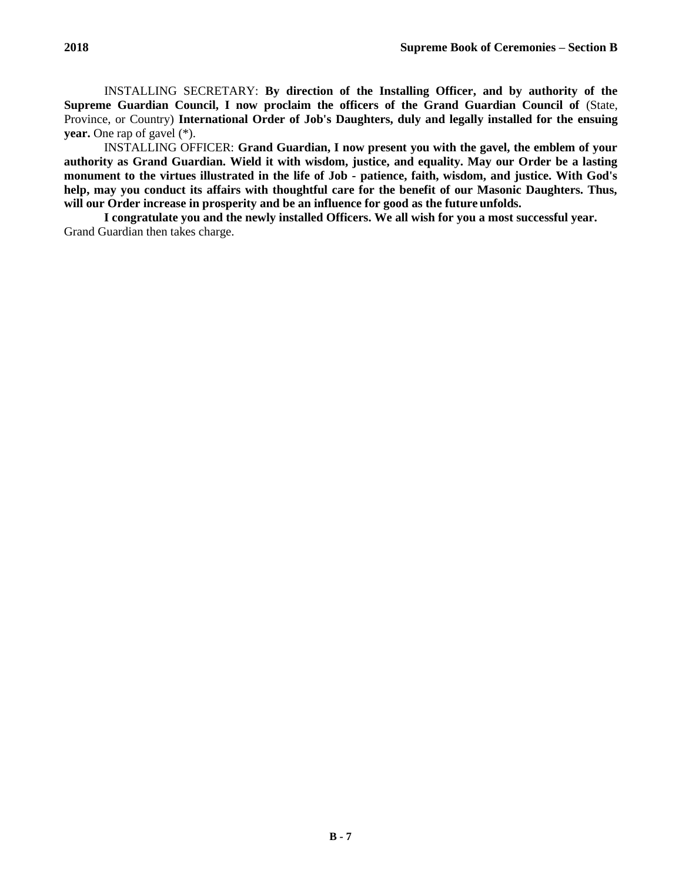INSTALLING SECRETARY: **By direction of the Installing Officer, and by authority of the Supreme Guardian Council, I now proclaim the officers of the Grand Guardian Council of** (State, Province, or Country) **International Order of Job's Daughters, duly and legally installed for the ensuing year.** One rap of gavel (*).

INSTALLING OFFICER: **Grand Guardian, I now present you with the gavel, the emblem of your authority as Grand Guardian. Wield it with wisdom, justice, and equality. May our Order be a lasting monument to the virtues illustrated in the life of Job - patience, faith, wisdom, and justice. With God's help, may you conduct its affairs with thoughtful care for the benefit of our Masonic Daughters. Thus, will our Order increase in prosperity and be an influence for good as the future unfolds.**

**I congratulate you and the newly installed Officers. We all wish for you a most successful year.**

Grand Guardian then takes charge.